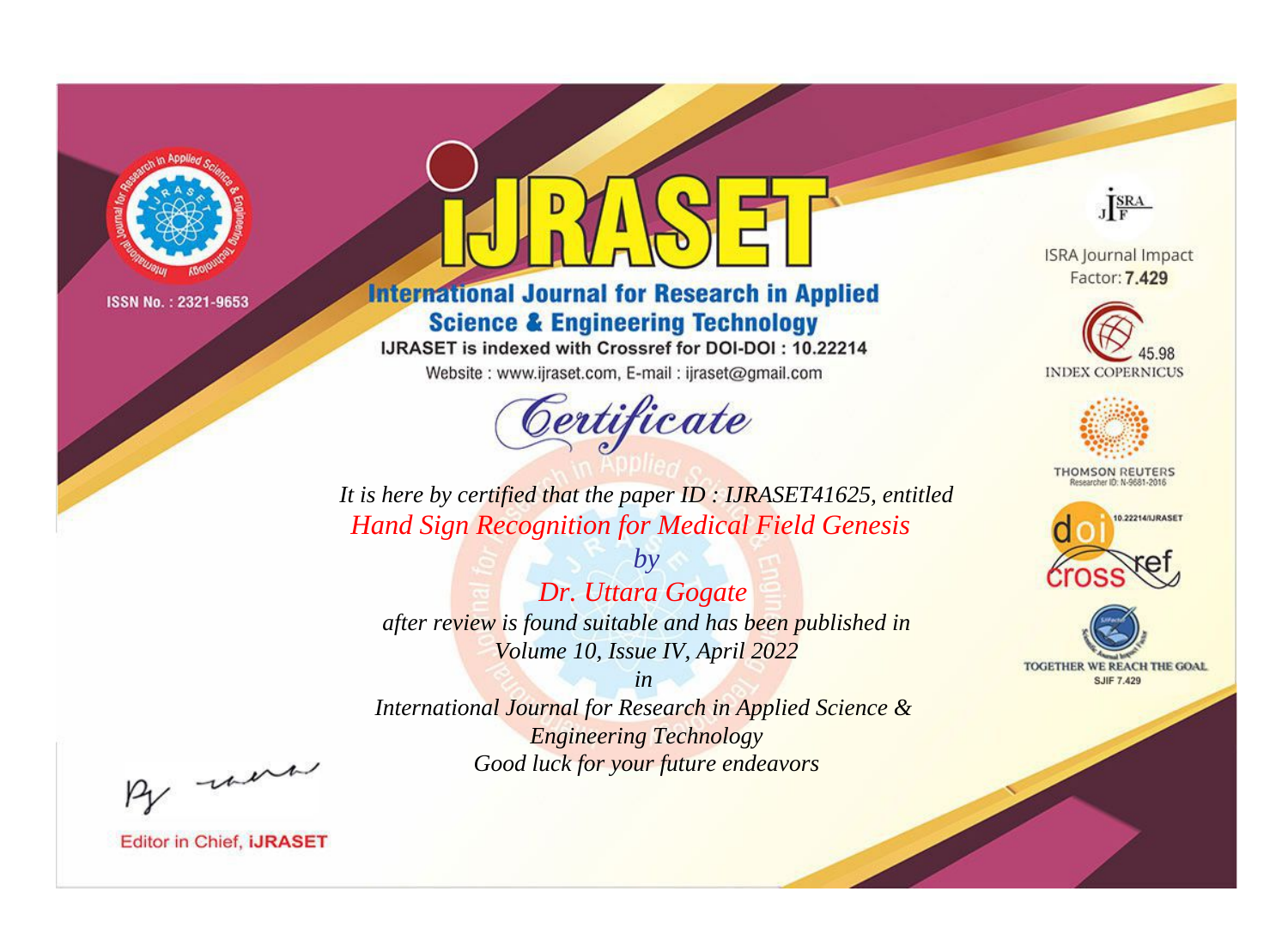ISSN No. : 2321-9653

# iJRASET

## International Journal for Research in Applied Science & Engineering Technology

IJRASET is indexed with Crossref for DOI-DOI : 10.22214

Website : www.ijraset.com, E-mail : ijraset@gmail.com

ISRA Journal Impact Factor: **7.429**

45.98 INDEX COPERNICUS

THOMSON REUTERS Researcher ID: N-9681-2016

10.22214/IJRASET

TOGETHER WE REACH THE GOAL SJIF 7.429

# *Certificate*

*It is here by certified that the paper ID : IJRASET41625, entitled*

*Hand Sign Recognition for Medical Field Genesis*

*by*

*Dr. Uttara Gogate*

*after review is found suitable and has been published in*

*Volume 10, Issue IV, April 2022*

*in*

*International Journal for Research in Applied Science & Engineering Technology*

*Good luck for your future endeavors*

Editor in Chief, **iJRASET**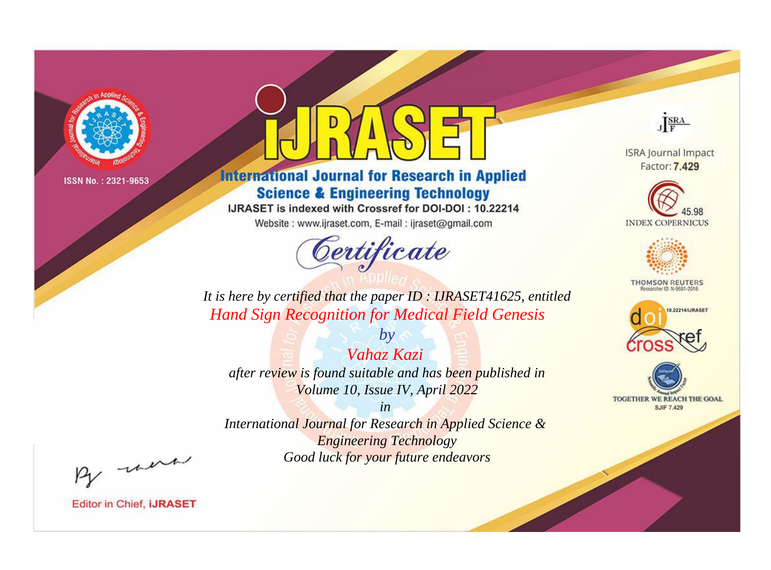ISSN No. : 2321-9653

# iJRASET

## International Journal for Research in Applied Science & Engineering Technology

IJRASET is indexed with Crossref for DOI-DOI : 10.22214

Website : www.ijraset.com, E-mail : ijraset@gmail.com

## Certificate

*It is here by certified that the paper ID : IJRASET41625, entitled*

*Hand Sign Recognition for Medical Field Genesis*

*by*

*Vahaz Kazi*

*after review is found suitable and has been published in*

*Volume 10, Issue IV, April 2022*

*in*

*International Journal for Research in Applied Science & Engineering Technology*

*Good luck for your future endeavors*

ISRA Journal Impact Factor: **7.429**

45.98 INDEX COPERNICUS

THOMSON REUTERS Researcher ID: N-9681-2016

10.22214/IJRASET

TOGETHER WE REACH THE GOAL SJIF 7.429

Editor in Chief, **iJRASET**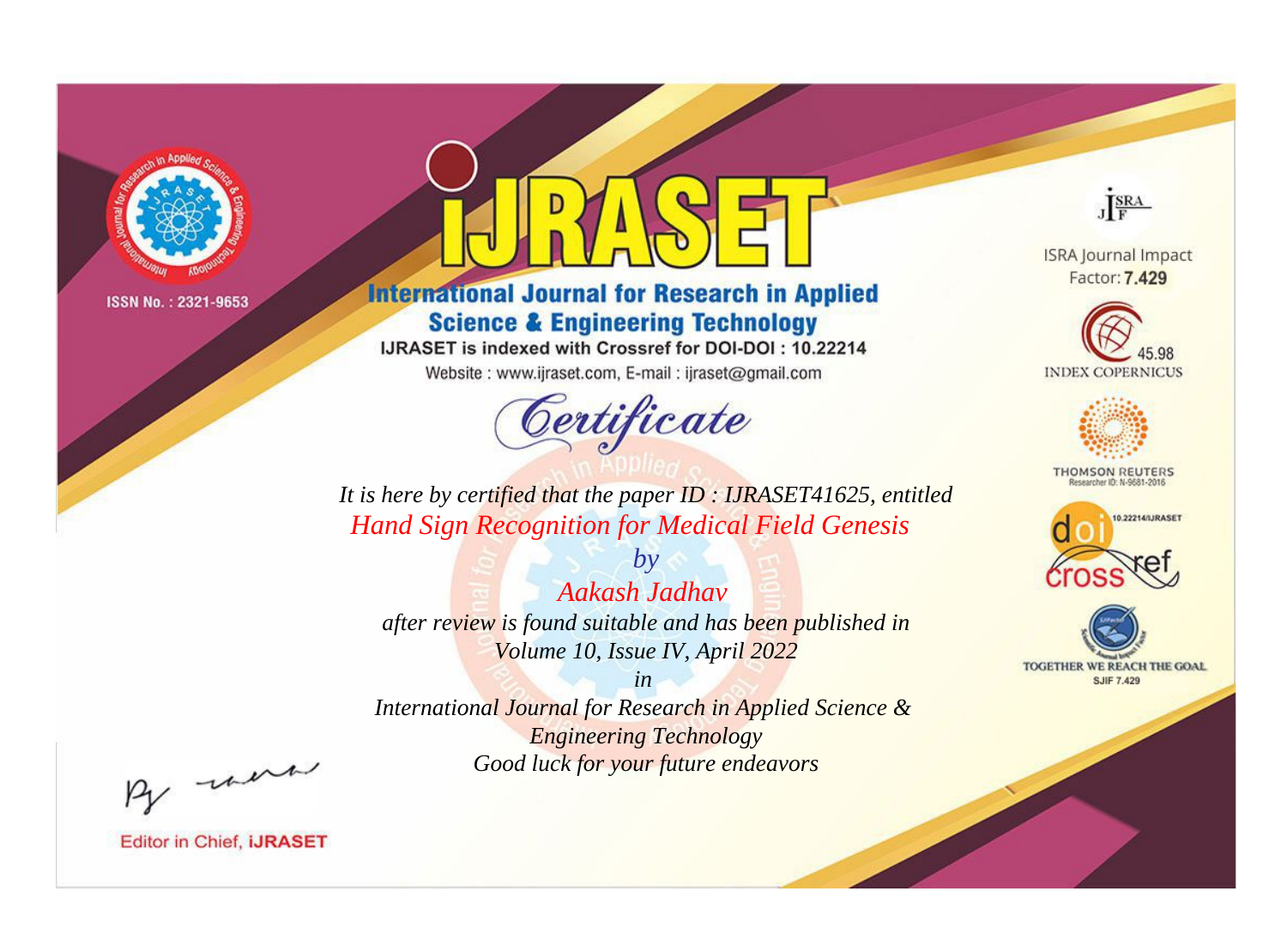ISSN No. : 2321-9653

# IJRASET

## International Journal for Research in Applied Science & Engineering Technology

IJRASET is indexed with Crossref for DOI-DOI : 10.22214

Website : www.ijraset.com, E-mail : ijraset@gmail.com

*Certificate*

*It is here by certified that the paper ID : IJRASET41625, entitled*

*Hand Sign Recognition for Medical Field Genesis*

*by*

*Aakash Jadhav*

*after review is found suitable and has been published in*

*Volume 10, Issue IV, April 2022*

*in*

*International Journal for Research in Applied Science & Engineering Technology*

*Good luck for your future endeavors*

ISRA Journal Impact Factor: **7.429**

45.98 INDEX COPERNICUS

THOMSON REUTERS Researcher ID: N-9681-2016

10.22214/IJRASET

TOGETHER WE REACH THE GOAL SJIF 7.429

Editor in Chief, **iJRASET**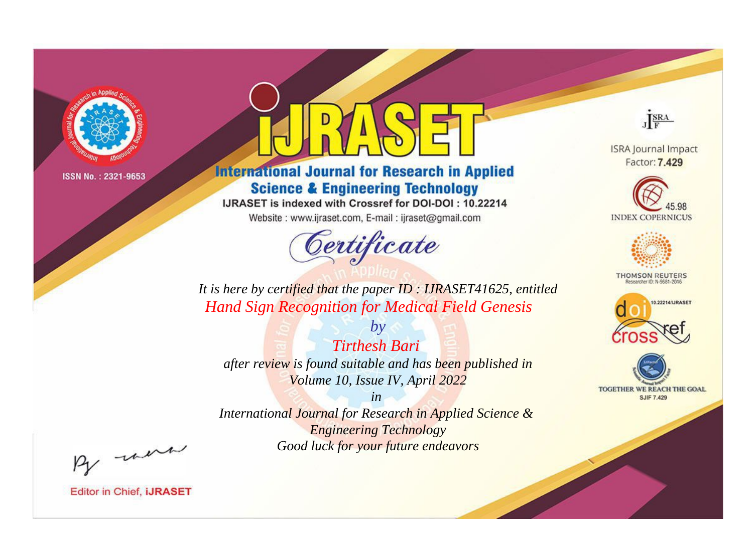ISSN No. : 2321-9653

# iJRASET

## International Journal for Research in Applied Science & Engineering Technology

IJRASET is indexed with Crossref for DOI-DOI : 10.22214

Website : www.ijraset.com, E-mail : ijraset@gmail.com

## Certificate

*It is here by certified that the paper ID : IJRASET41625, entitled*

*Hand Sign Recognition for Medical Field Genesis*

*by*

*Tirthesh Bari*

*after review is found suitable and has been published in*

*Volume 10, Issue IV, April 2022*

*in*

*International Journal for Research in Applied Science & Engineering Technology*

*Good luck for your future endeavors*

ISRA Journal Impact Factor: **7.429**

45.98 INDEX COPERNICUS

THOMSON REUTERS Researcher ID: N-9681-2016

10.22214/IJRASET

TOGETHER WE REACH THE GOAL SJIF 7.429

Editor in Chief, **iJRASET**